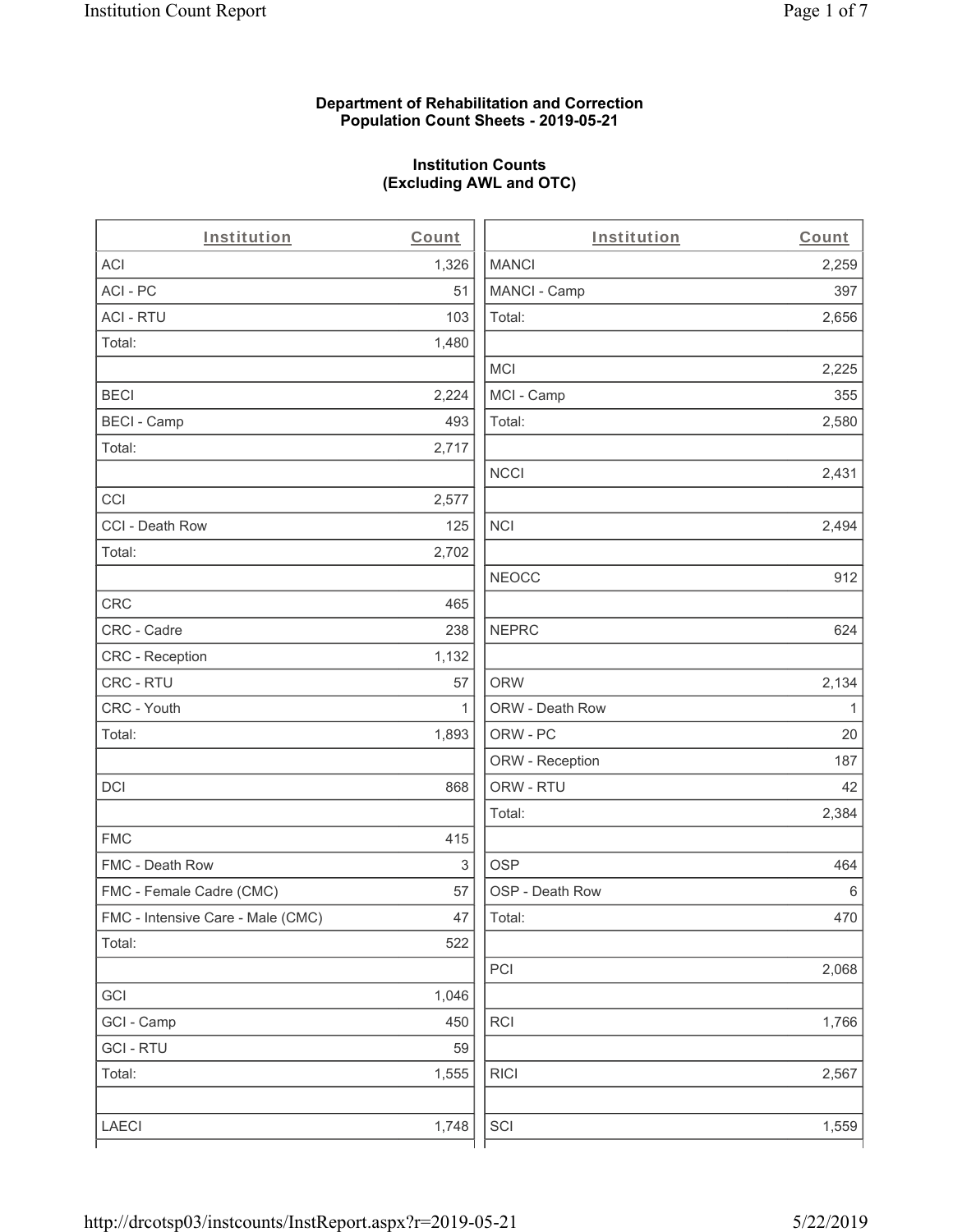**Department of Rehabilitation and Correction**
**Population Count Sheets - 2019-05-21**

**Institution Counts**
**(Excluding AWL and OTC)**

| Institution | Count |
|---|---|
| ACI | 1,326 |
| ACI - PC | 51 |
| ACI - RTU | 103 |
| Total: | 1,480 |
| | |
| BECI | 2,224 |
| BECI - Camp | 493 |
| Total: | 2,717 |
| | |
| CCI | 2,577 |
| CCI - Death Row | 125 |
| Total: | 2,702 |
| | |
| CRC | 465 |
| CRC - Cadre | 238 |
| CRC - Reception | 1,132 |
| CRC - RTU | 57 |
| CRC - Youth | 1 |
| Total: | 1,893 |
| | |
| DCI | 868 |
| | |
| FMC | 415 |
| FMC - Death Row | 3 |
| FMC - Female Cadre (CMC) | 57 |
| FMC - Intensive Care - Male (CMC) | 47 |
| Total: | 522 |
| | |
| GCI | 1,046 |
| GCI - Camp | 450 |
| GCI - RTU | 59 |
| Total: | 1,555 |
| | |
| LAECI | 1,748 |

| Institution | Count |
|---|---|
| MANCI | 2,259 |
| MANCI - Camp | 397 |
| Total: | 2,656 |
| | |
| MCI | 2,225 |
| MCI - Camp | 355 |
| Total: | 2,580 |
| | |
| NCCI | 2,431 |
| | |
| NCI | 2,494 |
| | |
| NEOCC | 912 |
| | |
| NEPRC | 624 |
| | |
| ORW | 2,134 |
| ORW - Death Row | 1 |
| ORW - PC | 20 |
| ORW - Reception | 187 |
| ORW - RTU | 42 |
| Total: | 2,384 |
| | |
| OSP | 464 |
| OSP - Death Row | 6 |
| Total: | 470 |
| | |
| PCI | 2,068 |
| | |
| RCI | 1,766 |
| | |
| RICI | 2,567 |
| | |
| SCI | 1,559 |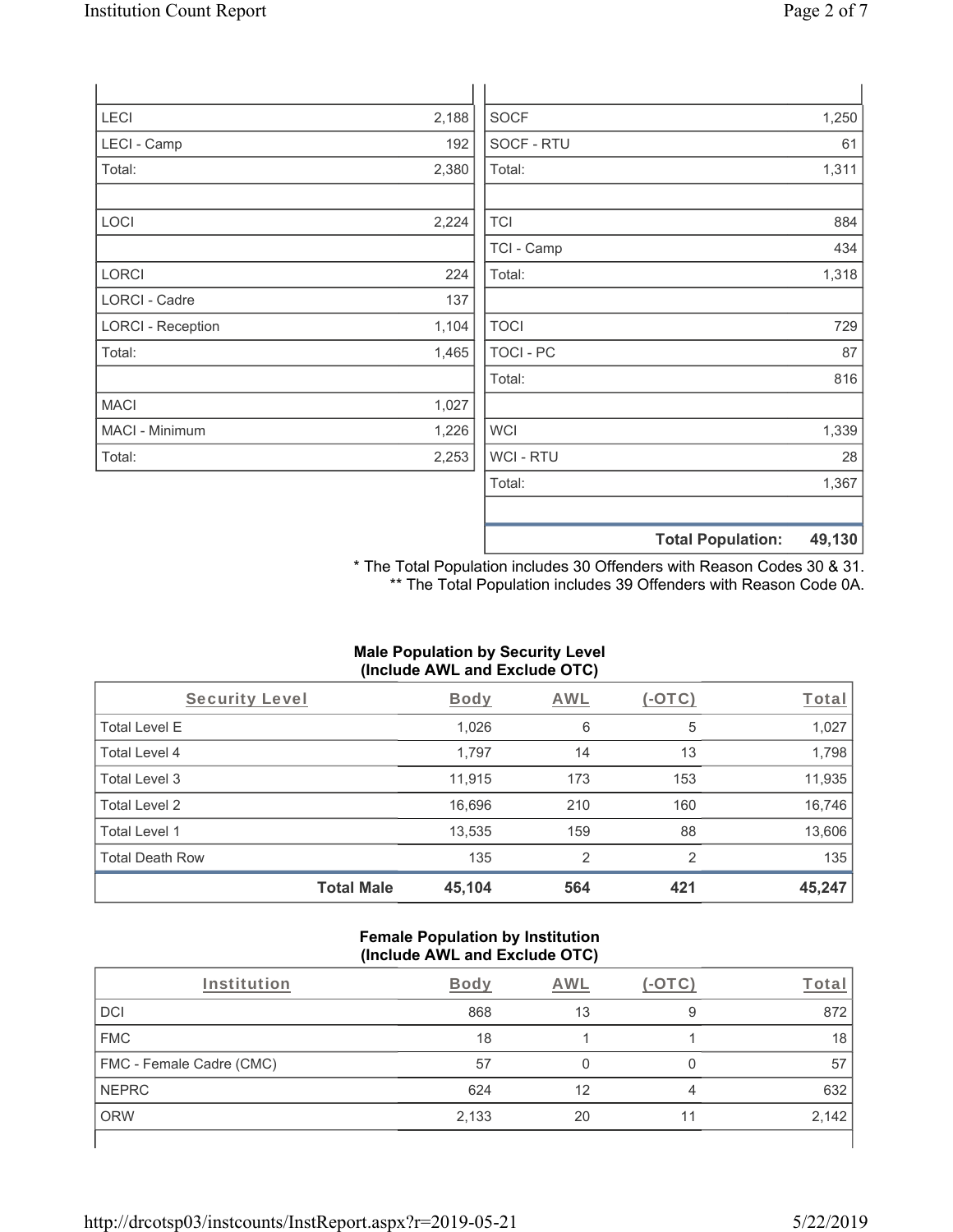| | |
|---|---|
| LECI | 2,188 |
| LECI - Camp | 192 |
| Total: | 2,380 |
| | |
| LOCI | 2,224 |
| | |
| LORCI | 224 |
| LORCI - Cadre | 137 |
| LORCI - Reception | 1,104 |
| Total: | 1,465 |
| | |
| MACI | 1,027 |
| MACI - Minimum | 1,226 |
| Total: | 2,253 |

| | |
|---|---|
| SOCF | 1,250 |
| SOCF - RTU | 61 |
| Total: | 1,311 |
| | |
| TCI | 884 |
| TCI - Camp | 434 |
| Total: | 1,318 |
| | |
| TOCI | 729 |
| TOCI - PC | 87 |
| Total: | 816 |
| | |
| WCI | 1,339 |
| WCI - RTU | 28 |
| Total: | 1,367 |
| | |
| **Total Population:** | **49,130** |

* The Total Population includes 30 Offenders with Reason Codes 30 & 31.
** The Total Population includes 39 Offenders with Reason Code 0A.

### Male Population by Security Level (Include AWL and Exclude OTC)

| Security Level | Body | AWL | (-OTC) | Total |
|---|---|---|---|---|
| Total Level E | 1,026 | 6 | 5 | 1,027 |
| Total Level 4 | 1,797 | 14 | 13 | 1,798 |
| Total Level 3 | 11,915 | 173 | 153 | 11,935 |
| Total Level 2 | 16,696 | 210 | 160 | 16,746 |
| Total Level 1 | 13,535 | 159 | 88 | 13,606 |
| Total Death Row | 135 | 2 | 2 | 135 |
| **Total Male** | **45,104** | **564** | **421** | **45,247** |

### Female Population by Institution (Include AWL and Exclude OTC)

| Institution | Body | AWL | (-OTC) | Total |
|---|---|---|---|---|
| DCI | 868 | 13 | 9 | 872 |
| FMC | 18 | 1 | 1 | 18 |
| FMC - Female Cadre (CMC) | 57 | 0 | 0 | 57 |
| NEPRC | 624 | 12 | 4 | 632 |
| ORW | 2,133 | 20 | 11 | 2,142 |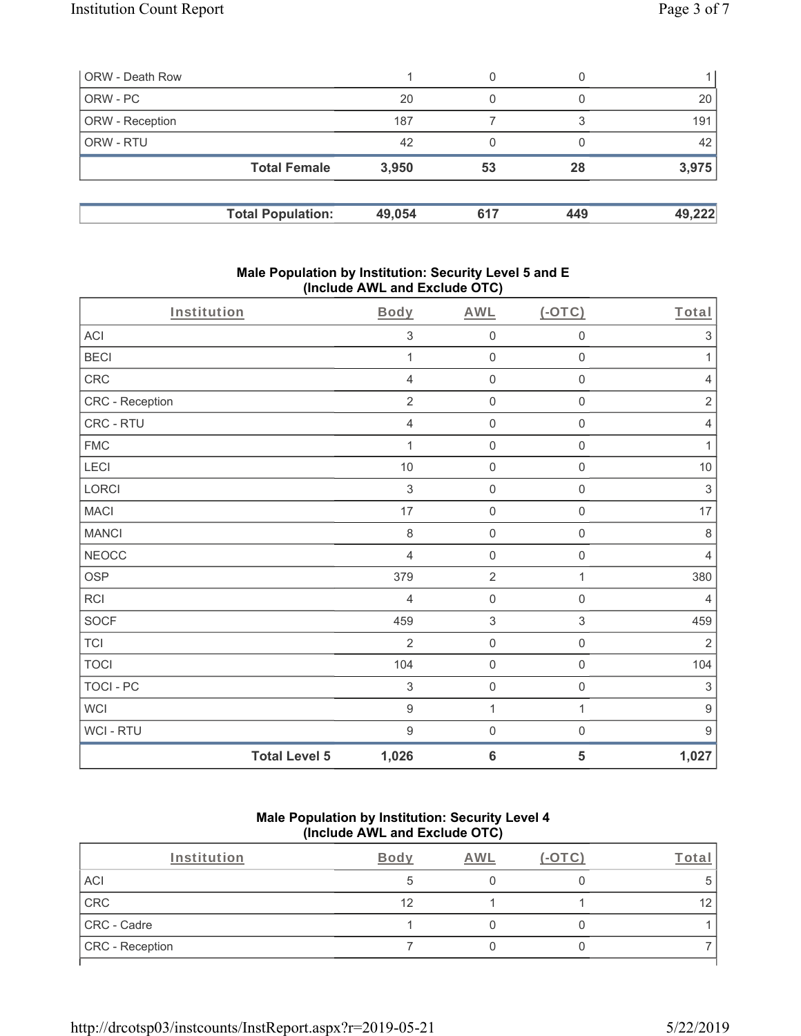| | | | | |
|---|---|---|---|---|
| ORW - Death Row | 1 | 0 | 0 | 1 |
| ORW - PC | 20 | 0 | 0 | 20 |
| ORW - Reception | 187 | 7 | 3 | 191 |
| ORW - RTU | 42 | 0 | 0 | 42 |
| **Total Female** | **3,950** | **53** | **28** | **3,975** |

| | | | | |
|---|---|---|---|---|
| **Total Population:** | **49,054** | **617** | **449** | **49,222** |

### Male Population by Institution: Security Level 5 and E (Include AWL and Exclude OTC)

| Institution | Body | AWL | (-OTC) | Total |
|---|---|---|---|---|
| ACI | 3 | 0 | 0 | 3 |
| BECI | 1 | 0 | 0 | 1 |
| CRC | 4 | 0 | 0 | 4 |
| CRC - Reception | 2 | 0 | 0 | 2 |
| CRC - RTU | 4 | 0 | 0 | 4 |
| FMC | 1 | 0 | 0 | 1 |
| LECI | 10 | 0 | 0 | 10 |
| LORCI | 3 | 0 | 0 | 3 |
| MACI | 17 | 0 | 0 | 17 |
| MANCI | 8 | 0 | 0 | 8 |
| NEOCC | 4 | 0 | 0 | 4 |
| OSP | 379 | 2 | 1 | 380 |
| RCI | 4 | 0 | 0 | 4 |
| SOCF | 459 | 3 | 3 | 459 |
| TCI | 2 | 0 | 0 | 2 |
| TOCI | 104 | 0 | 0 | 104 |
| TOCI - PC | 3 | 0 | 0 | 3 |
| WCI | 9 | 1 | 1 | 9 |
| WCI - RTU | 9 | 0 | 0 | 9 |
| **Total Level 5** | **1,026** | **6** | **5** | **1,027** |

### Male Population by Institution: Security Level 4 (Include AWL and Exclude OTC)

| Institution | Body | AWL | (-OTC) | Total |
|---|---|---|---|---|
| ACI | 5 | 0 | 0 | 5 |
| CRC | 12 | 1 | 1 | 12 |
| CRC - Cadre | 1 | 0 | 0 | 1 |
| CRC - Reception | 7 | 0 | 0 | 7 |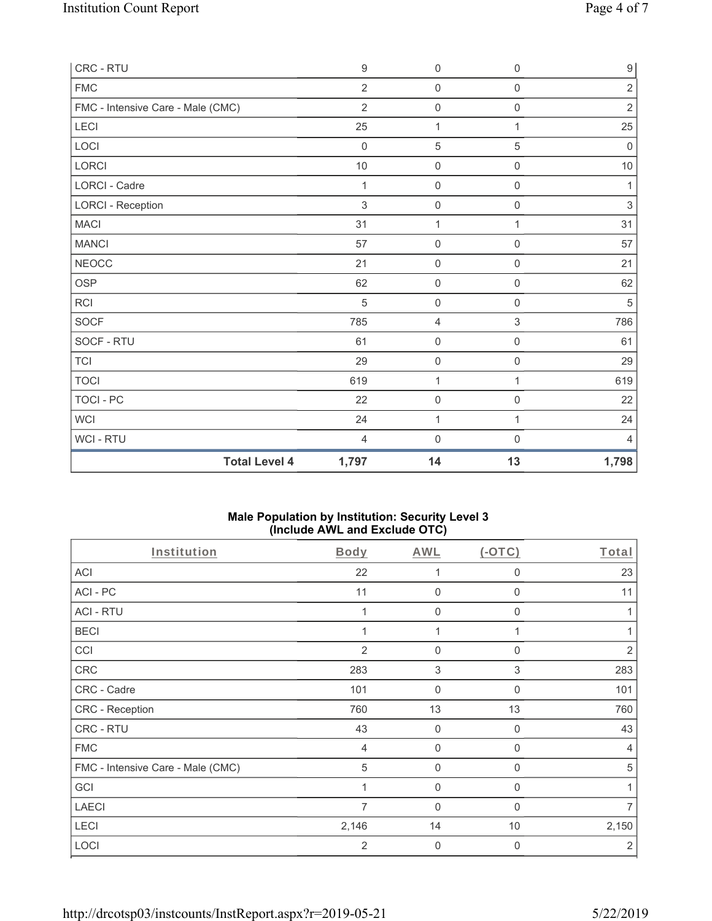| CRC - RTU | 9 | 0 | 0 | 9 |
|---|---|---|---|---|
| FMC | 2 | 0 | 0 | 2 |
| FMC - Intensive Care - Male (CMC) | 2 | 0 | 0 | 2 |
| LECI | 25 | 1 | 1 | 25 |
| LOCI | 0 | 5 | 5 | 0 |
| LORCI | 10 | 0 | 0 | 10 |
| LORCI - Cadre | 1 | 0 | 0 | 1 |
| LORCI - Reception | 3 | 0 | 0 | 3 |
| MACI | 31 | 1 | 1 | 31 |
| MANCI | 57 | 0 | 0 | 57 |
| NEOCC | 21 | 0 | 0 | 21 |
| OSP | 62 | 0 | 0 | 62 |
| RCI | 5 | 0 | 0 | 5 |
| SOCF | 785 | 4 | 3 | 786 |
| SOCF - RTU | 61 | 0 | 0 | 61 |
| TCI | 29 | 0 | 0 | 29 |
| TOCI | 619 | 1 | 1 | 619 |
| TOCI - PC | 22 | 0 | 0 | 22 |
| WCI | 24 | 1 | 1 | 24 |
| WCI - RTU | 4 | 0 | 0 | 4 |
| **Total Level 4** | **1,797** | **14** | **13** | **1,798** |

**Male Population by Institution: Security Level 3 (Include AWL and Exclude OTC)**

| Institution | Body | AWL | (-OTC) | Total |
|---|---|---|---|---|
| ACI | 22 | 1 | 0 | 23 |
| ACI - PC | 11 | 0 | 0 | 11 |
| ACI - RTU | 1 | 0 | 0 | 1 |
| BECI | 1 | 1 | 1 | 1 |
| CCI | 2 | 0 | 0 | 2 |
| CRC | 283 | 3 | 3 | 283 |
| CRC - Cadre | 101 | 0 | 0 | 101 |
| CRC - Reception | 760 | 13 | 13 | 760 |
| CRC - RTU | 43 | 0 | 0 | 43 |
| FMC | 4 | 0 | 0 | 4 |
| FMC - Intensive Care - Male (CMC) | 5 | 0 | 0 | 5 |
| GCI | 1 | 0 | 0 | 1 |
| LAECI | 7 | 0 | 0 | 7 |
| LECI | 2,146 | 14 | 10 | 2,150 |
| LOCI | 2 | 0 | 0 | 2 |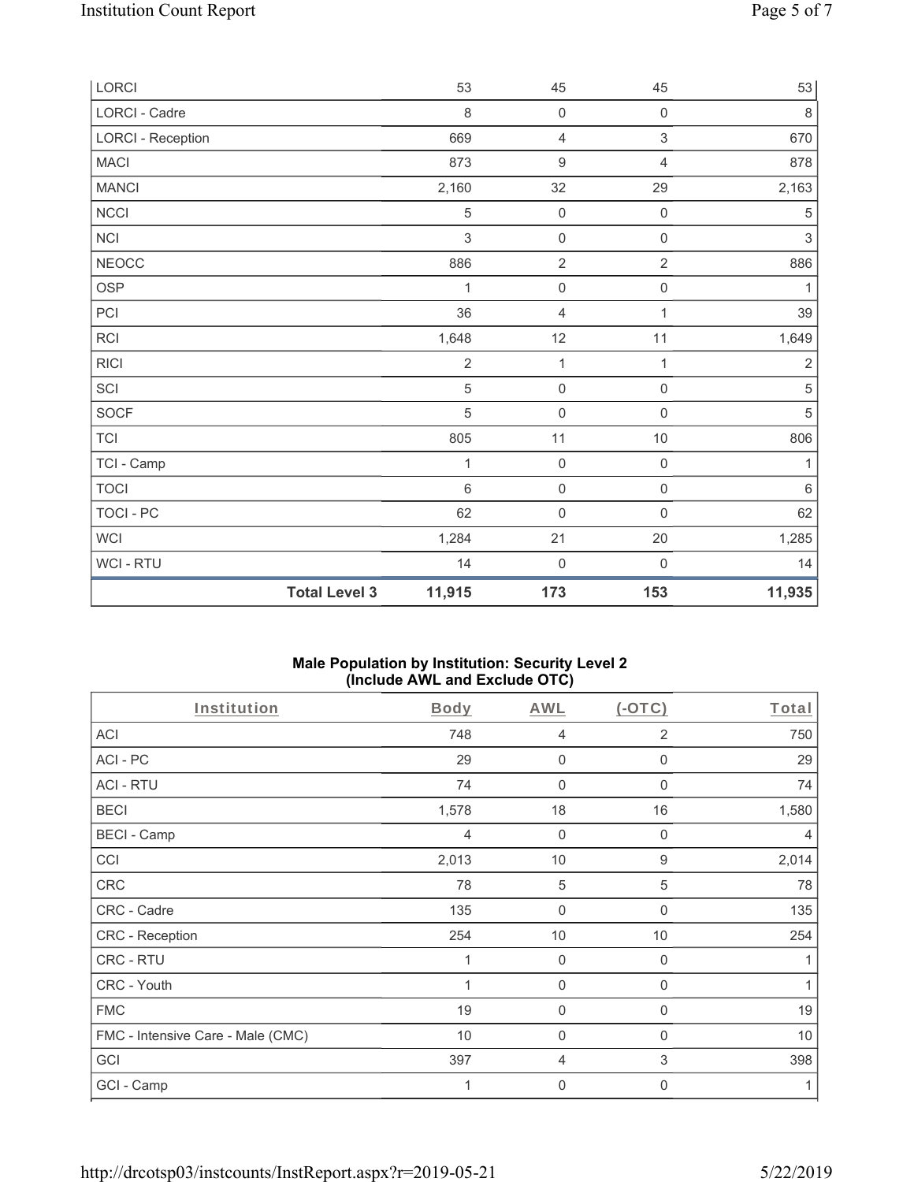| | Body | AWL | (-OTC) | Total |
|---|---|---|---|---|
| LORCI | 53 | 45 | 45 | 53 |
| LORCI - Cadre | 8 | 0 | 0 | 8 |
| LORCI - Reception | 669 | 4 | 3 | 670 |
| MACI | 873 | 9 | 4 | 878 |
| MANCI | 2,160 | 32 | 29 | 2,163 |
| NCCI | 5 | 0 | 0 | 5 |
| NCI | 3 | 0 | 0 | 3 |
| NEOCC | 886 | 2 | 2 | 886 |
| OSP | 1 | 0 | 0 | 1 |
| PCI | 36 | 4 | 1 | 39 |
| RCI | 1,648 | 12 | 11 | 1,649 |
| RICI | 2 | 1 | 1 | 2 |
| SCI | 5 | 0 | 0 | 5 |
| SOCF | 5 | 0 | 0 | 5 |
| TCI | 805 | 11 | 10 | 806 |
| TCI - Camp | 1 | 0 | 0 | 1 |
| TOCI | 6 | 0 | 0 | 6 |
| TOCI - PC | 62 | 0 | 0 | 62 |
| WCI | 1,284 | 21 | 20 | 1,285 |
| WCI - RTU | 14 | 0 | 0 | 14 |
| **Total Level 3** | **11,915** | **173** | **153** | **11,935** |

## Male Population by Institution: Security Level 2 (Include AWL and Exclude OTC)

| Institution | Body | AWL | (-OTC) | Total |
|---|---|---|---|---|
| ACI | 748 | 4 | 2 | 750 |
| ACI - PC | 29 | 0 | 0 | 29 |
| ACI - RTU | 74 | 0 | 0 | 74 |
| BECI | 1,578 | 18 | 16 | 1,580 |
| BECI - Camp | 4 | 0 | 0 | 4 |
| CCI | 2,013 | 10 | 9 | 2,014 |
| CRC | 78 | 5 | 5 | 78 |
| CRC - Cadre | 135 | 0 | 0 | 135 |
| CRC - Reception | 254 | 10 | 10 | 254 |
| CRC - RTU | 1 | 0 | 0 | 1 |
| CRC - Youth | 1 | 0 | 0 | 1 |
| FMC | 19 | 0 | 0 | 19 |
| FMC - Intensive Care - Male (CMC) | 10 | 0 | 0 | 10 |
| GCI | 397 | 4 | 3 | 398 |
| GCI - Camp | 1 | 0 | 0 | 1 |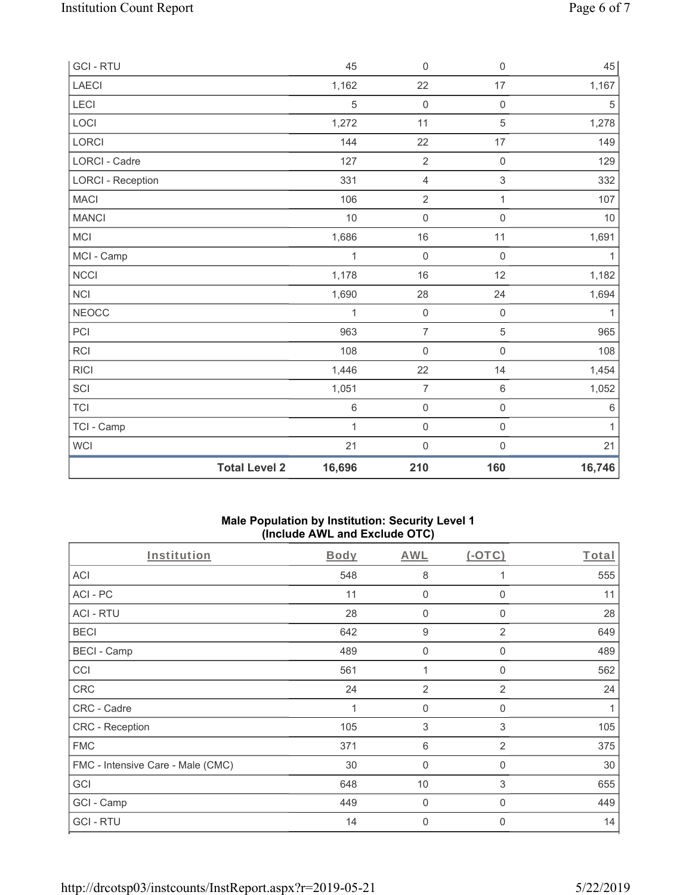| GCI - RTU | 45 | 0 | 0 | 45 |
|---|---|---|---|---|
| LAECI | 1,162 | 22 | 17 | 1,167 |
| LECI | 5 | 0 | 0 | 5 |
| LOCI | 1,272 | 11 | 5 | 1,278 |
| LORCI | 144 | 22 | 17 | 149 |
| LORCI - Cadre | 127 | 2 | 0 | 129 |
| LORCI - Reception | 331 | 4 | 3 | 332 |
| MACI | 106 | 2 | 1 | 107 |
| MANCI | 10 | 0 | 0 | 10 |
| MCI | 1,686 | 16 | 11 | 1,691 |
| MCI - Camp | 1 | 0 | 0 | 1 |
| NCCI | 1,178 | 16 | 12 | 1,182 |
| NCI | 1,690 | 28 | 24 | 1,694 |
| NEOCC | 1 | 0 | 0 | 1 |
| PCI | 963 | 7 | 5 | 965 |
| RCI | 108 | 0 | 0 | 108 |
| RICI | 1,446 | 22 | 14 | 1,454 |
| SCI | 1,051 | 7 | 6 | 1,052 |
| TCI | 6 | 0 | 0 | 6 |
| TCI - Camp | 1 | 0 | 0 | 1 |
| WCI | 21 | 0 | 0 | 21 |
| **Total Level 2** | **16,696** | **210** | **160** | **16,746** |

## Male Population by Institution: Security Level 1 (Include AWL and Exclude OTC)

| Institution | Body | AWL | (-OTC) | Total |
|---|---|---|---|---|
| ACI | 548 | 8 | 1 | 555 |
| ACI - PC | 11 | 0 | 0 | 11 |
| ACI - RTU | 28 | 0 | 0 | 28 |
| BECI | 642 | 9 | 2 | 649 |
| BECI - Camp | 489 | 0 | 0 | 489 |
| CCI | 561 | 1 | 0 | 562 |
| CRC | 24 | 2 | 2 | 24 |
| CRC - Cadre | 1 | 0 | 0 | 1 |
| CRC - Reception | 105 | 3 | 3 | 105 |
| FMC | 371 | 6 | 2 | 375 |
| FMC - Intensive Care - Male (CMC) | 30 | 0 | 0 | 30 |
| GCI | 648 | 10 | 3 | 655 |
| GCI - Camp | 449 | 0 | 0 | 449 |
| GCI - RTU | 14 | 0 | 0 | 14 |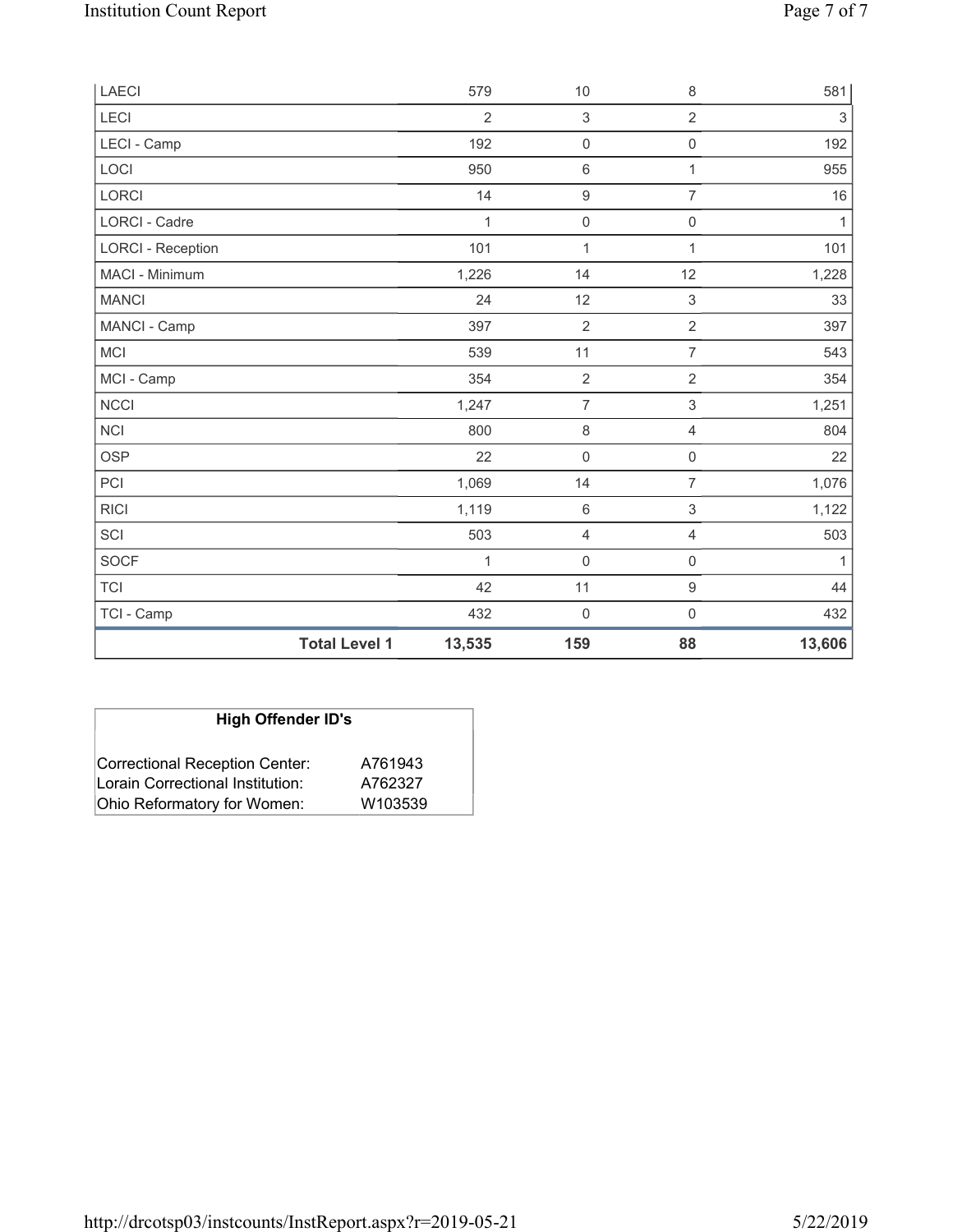| | | | | |
|---|---|---|---|---|
| LAECI | 579 | 10 | 8 | 581 |
| LECI | 2 | 3 | 2 | 3 |
| LECI - Camp | 192 | 0 | 0 | 192 |
| LOCI | 950 | 6 | 1 | 955 |
| LORCI | 14 | 9 | 7 | 16 |
| LORCI - Cadre | 1 | 0 | 0 | 1 |
| LORCI - Reception | 101 | 1 | 1 | 101 |
| MACI - Minimum | 1,226 | 14 | 12 | 1,228 |
| MANCI | 24 | 12 | 3 | 33 |
| MANCI - Camp | 397 | 2 | 2 | 397 |
| MCI | 539 | 11 | 7 | 543 |
| MCI - Camp | 354 | 2 | 2 | 354 |
| NCCI | 1,247 | 7 | 3 | 1,251 |
| NCI | 800 | 8 | 4 | 804 |
| OSP | 22 | 0 | 0 | 22 |
| PCI | 1,069 | 14 | 7 | 1,076 |
| RICI | 1,119 | 6 | 3 | 1,122 |
| SCI | 503 | 4 | 4 | 503 |
| SOCF | 1 | 0 | 0 | 1 |
| TCI | 42 | 11 | 9 | 44 |
| TCI - Camp | 432 | 0 | 0 | 432 |
| **Total Level 1** | **13,535** | **159** | **88** | **13,606** |

| **High Offender ID's** | |
|---|---|
| Correctional Reception Center: | A761943 |
| Lorain Correctional Institution: | A762327 |
| Ohio Reformatory for Women: | W103539 |